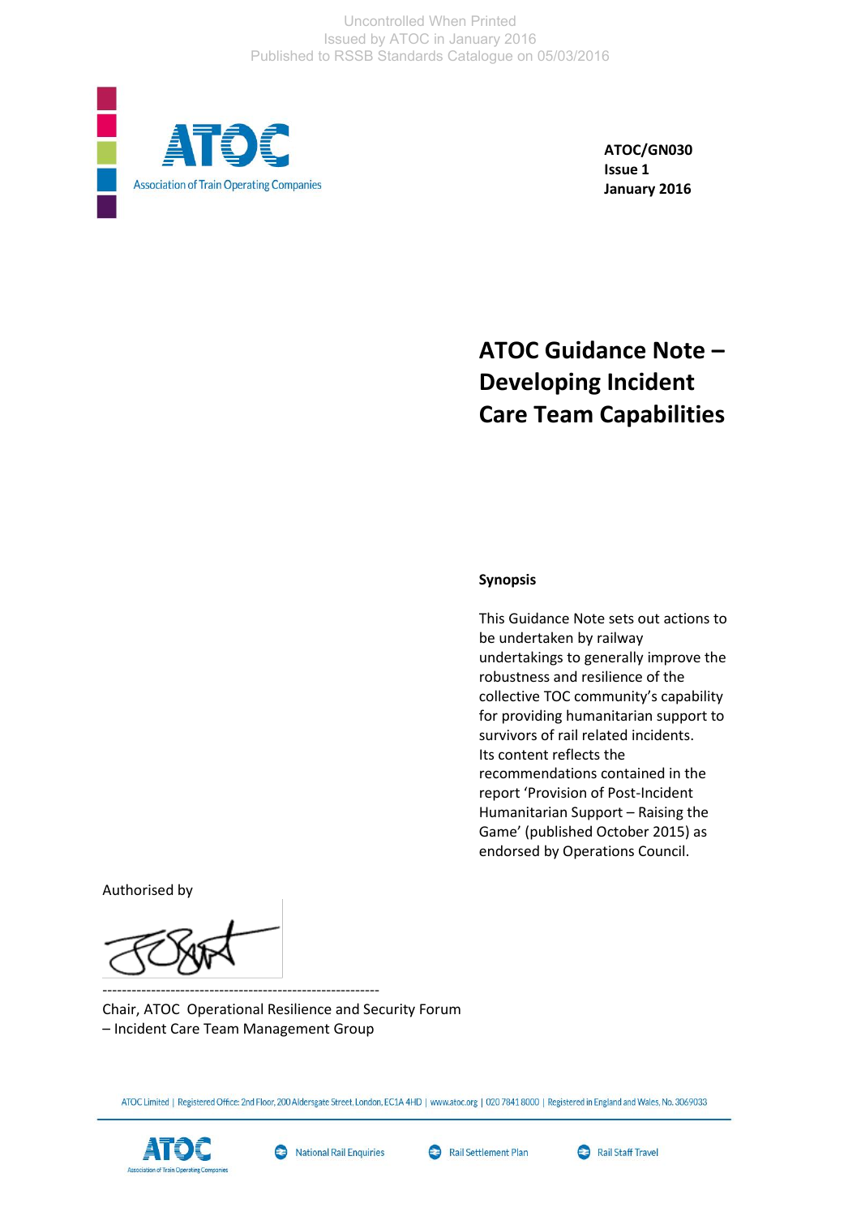Uncontrolled When Printed
Issued by ATOC in January 2016
Published to RSSB Standards Catalogue on 05/03/2016

ATOC
Association of Train Operating Companies

**ATOC/GN030**
**Issue 1**
**January 2016**

# ATOC Guidance Note – Developing Incident Care Team Capabilities

**Synopsis**

This Guidance Note sets out actions to be undertaken by railway undertakings to generally improve the robustness and resilience of the collective TOC community's capability for providing humanitarian support to survivors of rail related incidents. Its content reflects the recommendations contained in the report 'Provision of Post-Incident Humanitarian Support – Raising the Game' (published October 2015) as endorsed by Operations Council.

Authorised by

---------------------------------------------------------

Chair, ATOC Operational Resilience and Security Forum – Incident Care Team Management Group

ATOC Limited | Registered Office: 2nd Floor, 200 Aldersgate Street, London, EC1A 4HD | www.atoc.org | 020 7841 8000 | Registered in England and Wales, No. 3069033

ATOC | National Rail Enquiries | Rail Settlement Plan | Rail Staff Travel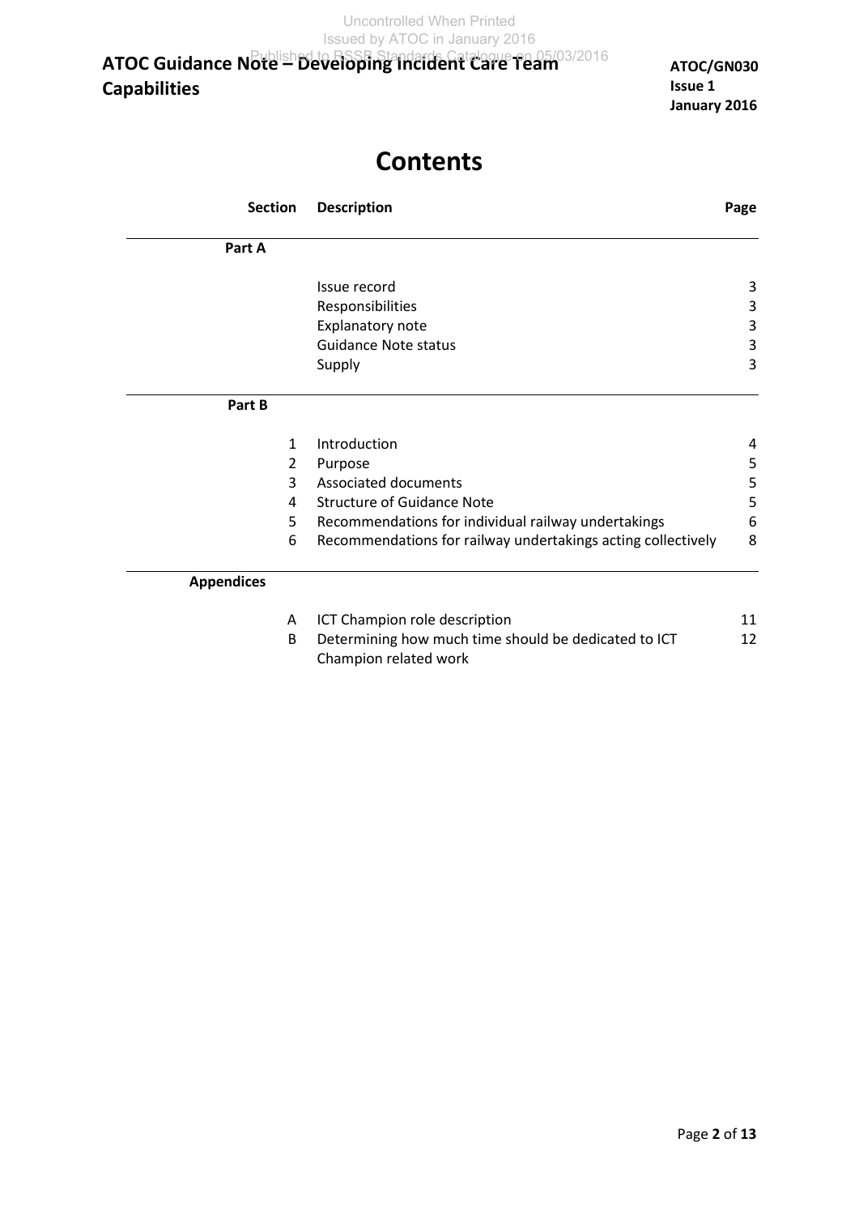# Contents

| Section | Description | Page |
|---|---|---|
| **Part A** | | |
| | Issue record | 3 |
| | Responsibilities | 3 |
| | Explanatory note | 3 |
| | Guidance Note status | 3 |
| | Supply | 3 |
| **Part B** | | |
| 1 | Introduction | 4 |
| 2 | Purpose | 5 |
| 3 | Associated documents | 5 |
| 4 | Structure of Guidance Note | 5 |
| 5 | Recommendations for individual railway undertakings | 6 |
| 6 | Recommendations for railway undertakings acting collectively | 8 |
| **Appendices** | | |
| A | ICT Champion role description | 11 |
| B | Determining how much time should be dedicated to ICT Champion related work | 12 |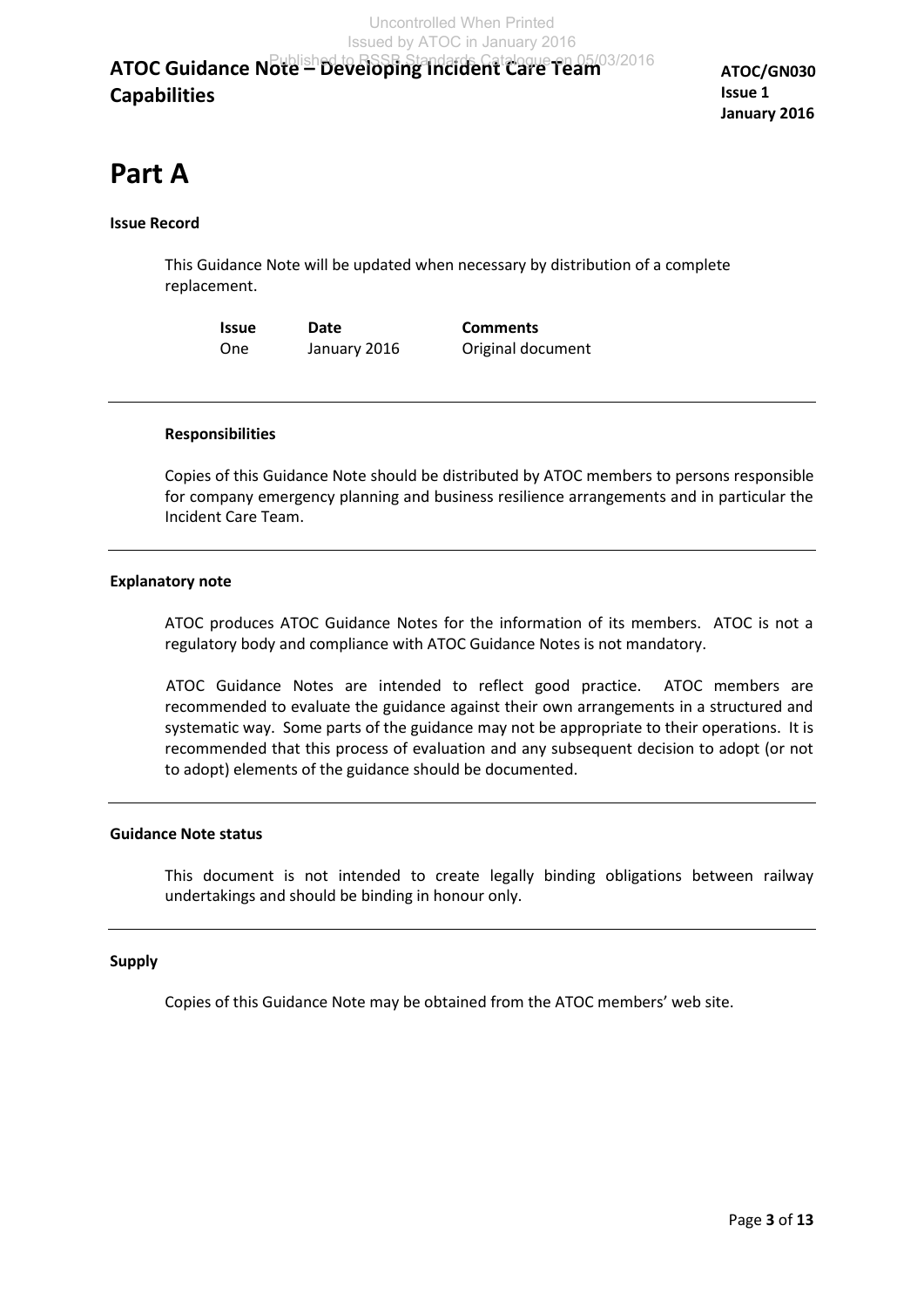# Part A

**Issue Record**

This Guidance Note will be updated when necessary by distribution of a complete replacement.

| Issue | Date | Comments |
|---|---|---|
| One | January 2016 | Original document |

---

**Responsibilities**

Copies of this Guidance Note should be distributed by ATOC members to persons responsible for company emergency planning and business resilience arrangements and in particular the Incident Care Team.

---

**Explanatory note**

ATOC produces ATOC Guidance Notes for the information of its members. ATOC is not a regulatory body and compliance with ATOC Guidance Notes is not mandatory.

ATOC Guidance Notes are intended to reflect good practice. ATOC members are recommended to evaluate the guidance against their own arrangements in a structured and systematic way. Some parts of the guidance may not be appropriate to their operations. It is recommended that this process of evaluation and any subsequent decision to adopt (or not to adopt) elements of the guidance should be documented.

---

**Guidance Note status**

This document is not intended to create legally binding obligations between railway undertakings and should be binding in honour only.

---

**Supply**

Copies of this Guidance Note may be obtained from the ATOC members' web site.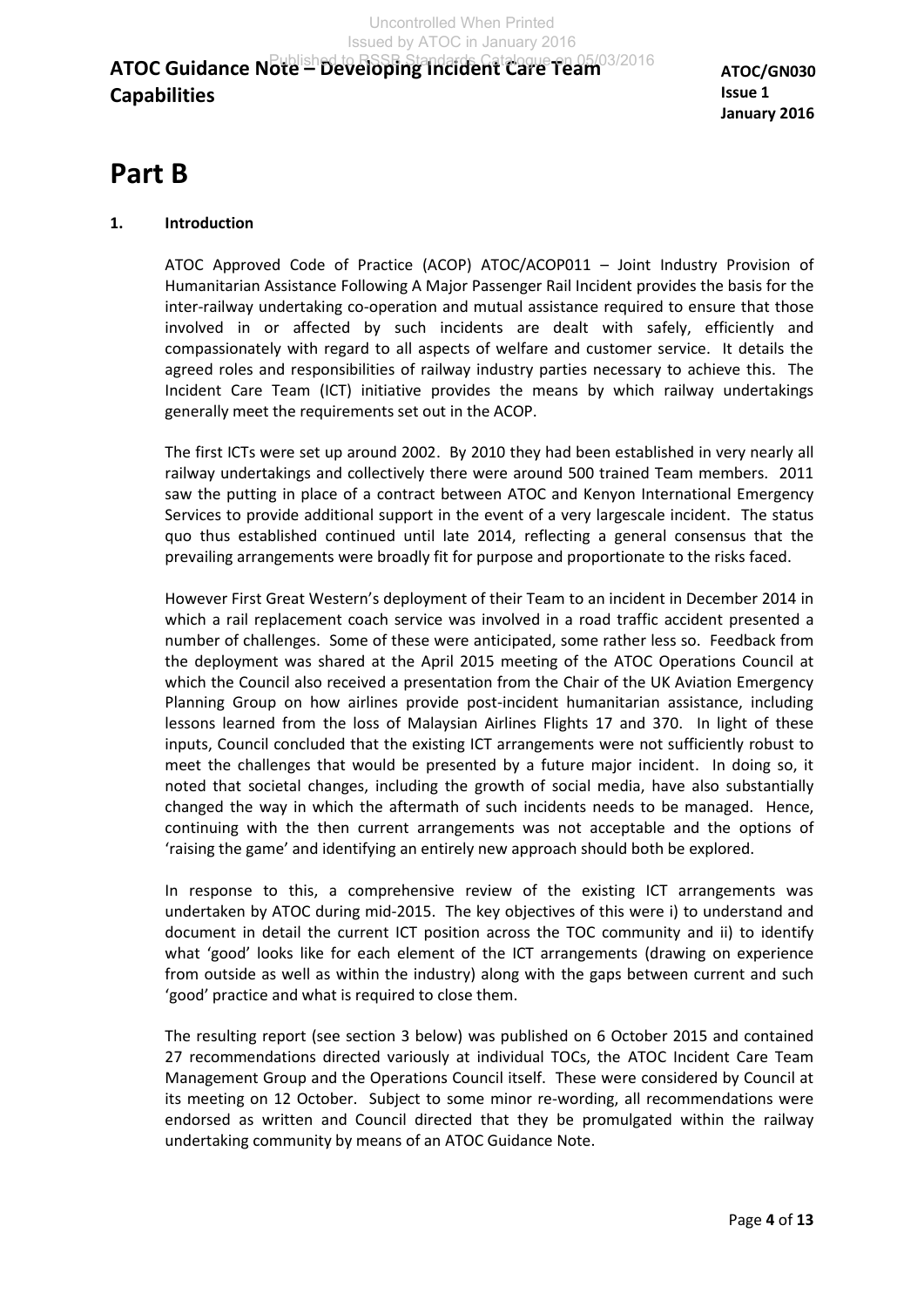# Part B

## 1. Introduction

ATOC Approved Code of Practice (ACOP) ATOC/ACOP011 – Joint Industry Provision of Humanitarian Assistance Following A Major Passenger Rail Incident provides the basis for the inter-railway undertaking co-operation and mutual assistance required to ensure that those involved in or affected by such incidents are dealt with safely, efficiently and compassionately with regard to all aspects of welfare and customer service. It details the agreed roles and responsibilities of railway industry parties necessary to achieve this. The Incident Care Team (ICT) initiative provides the means by which railway undertakings generally meet the requirements set out in the ACOP.

The first ICTs were set up around 2002. By 2010 they had been established in very nearly all railway undertakings and collectively there were around 500 trained Team members. 2011 saw the putting in place of a contract between ATOC and Kenyon International Emergency Services to provide additional support in the event of a very largescale incident. The status quo thus established continued until late 2014, reflecting a general consensus that the prevailing arrangements were broadly fit for purpose and proportionate to the risks faced.

However First Great Western's deployment of their Team to an incident in December 2014 in which a rail replacement coach service was involved in a road traffic accident presented a number of challenges. Some of these were anticipated, some rather less so. Feedback from the deployment was shared at the April 2015 meeting of the ATOC Operations Council at which the Council also received a presentation from the Chair of the UK Aviation Emergency Planning Group on how airlines provide post-incident humanitarian assistance, including lessons learned from the loss of Malaysian Airlines Flights 17 and 370. In light of these inputs, Council concluded that the existing ICT arrangements were not sufficiently robust to meet the challenges that would be presented by a future major incident. In doing so, it noted that societal changes, including the growth of social media, have also substantially changed the way in which the aftermath of such incidents needs to be managed. Hence, continuing with the then current arrangements was not acceptable and the options of 'raising the game' and identifying an entirely new approach should both be explored.

In response to this, a comprehensive review of the existing ICT arrangements was undertaken by ATOC during mid-2015. The key objectives of this were i) to understand and document in detail the current ICT position across the TOC community and ii) to identify what 'good' looks like for each element of the ICT arrangements (drawing on experience from outside as well as within the industry) along with the gaps between current and such 'good' practice and what is required to close them.

The resulting report (see section 3 below) was published on 6 October 2015 and contained 27 recommendations directed variously at individual TOCs, the ATOC Incident Care Team Management Group and the Operations Council itself. These were considered by Council at its meeting on 12 October. Subject to some minor re-wording, all recommendations were endorsed as written and Council directed that they be promulgated within the railway undertaking community by means of an ATOC Guidance Note.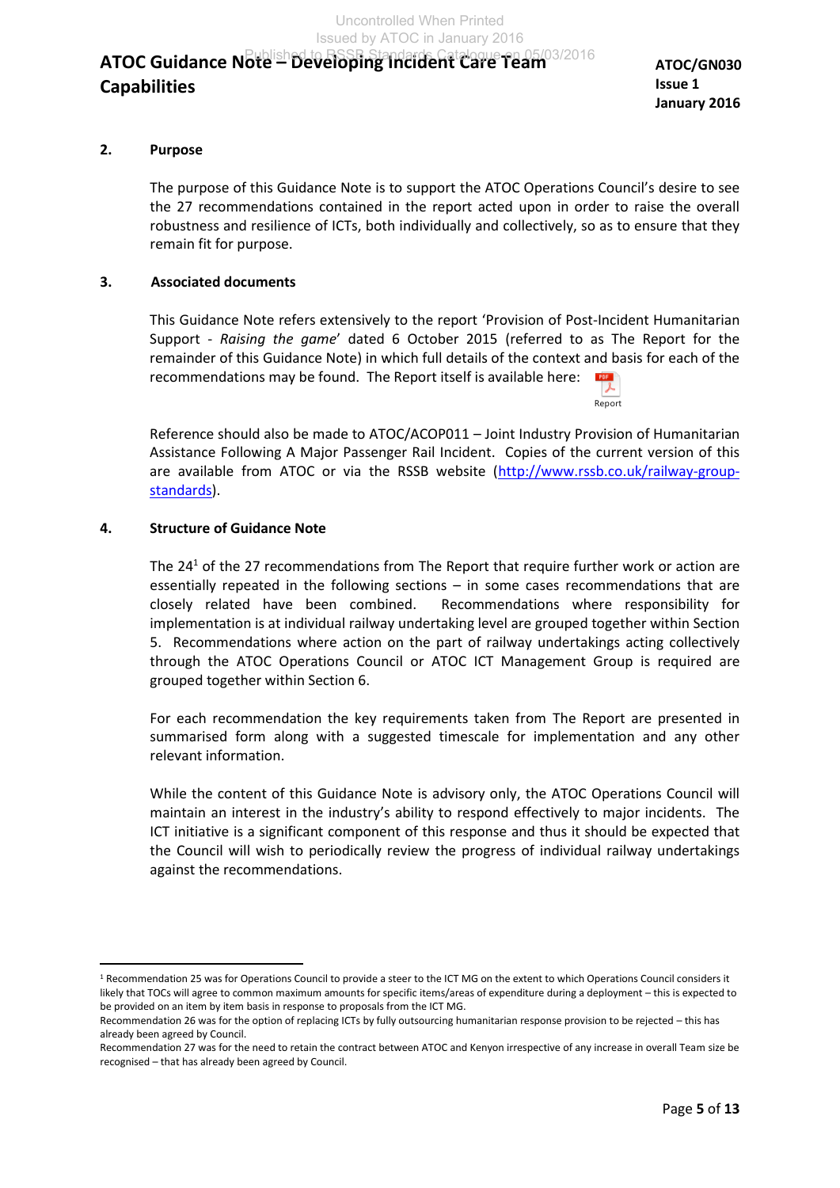## 2. Purpose

The purpose of this Guidance Note is to support the ATOC Operations Council's desire to see the 27 recommendations contained in the report acted upon in order to raise the overall robustness and resilience of ICTs, both individually and collectively, so as to ensure that they remain fit for purpose.

## 3. Associated documents

This Guidance Note refers extensively to the report 'Provision of Post-Incident Humanitarian Support - *Raising the game*' dated 6 October 2015 (referred to as The Report for the remainder of this Guidance Note) in which full details of the context and basis for each of the recommendations may be found. The Report itself is available here:

Report

Reference should also be made to ATOC/ACOP011 – Joint Industry Provision of Humanitarian Assistance Following A Major Passenger Rail Incident. Copies of the current version of this are available from ATOC or via the RSSB website (http://www.rssb.co.uk/railway-group-standards).

## 4. Structure of Guidance Note

The 24[1] of the 27 recommendations from The Report that require further work or action are essentially repeated in the following sections – in some cases recommendations that are closely related have been combined. Recommendations where responsibility for implementation is at individual railway undertaking level are grouped together within Section 5. Recommendations where action on the part of railway undertakings acting collectively through the ATOC Operations Council or ATOC ICT Management Group is required are grouped together within Section 6.

For each recommendation the key requirements taken from The Report are presented in summarised form along with a suggested timescale for implementation and any other relevant information.

While the content of this Guidance Note is advisory only, the ATOC Operations Council will maintain an interest in the industry's ability to respond effectively to major incidents. The ICT initiative is a significant component of this response and thus it should be expected that the Council will wish to periodically review the progress of individual railway undertakings against the recommendations.

---

[1] Recommendation 25 was for Operations Council to provide a steer to the ICT MG on the extent to which Operations Council considers it likely that TOCs will agree to common maximum amounts for specific items/areas of expenditure during a deployment – this is expected to be provided on an item by item basis in response to proposals from the ICT MG.
Recommendation 26 was for the option of replacing ICTs by fully outsourcing humanitarian response provision to be rejected – this has already been agreed by Council.
Recommendation 27 was for the need to retain the contract between ATOC and Kenyon irrespective of any increase in overall Team size be recognised – that has already been agreed by Council.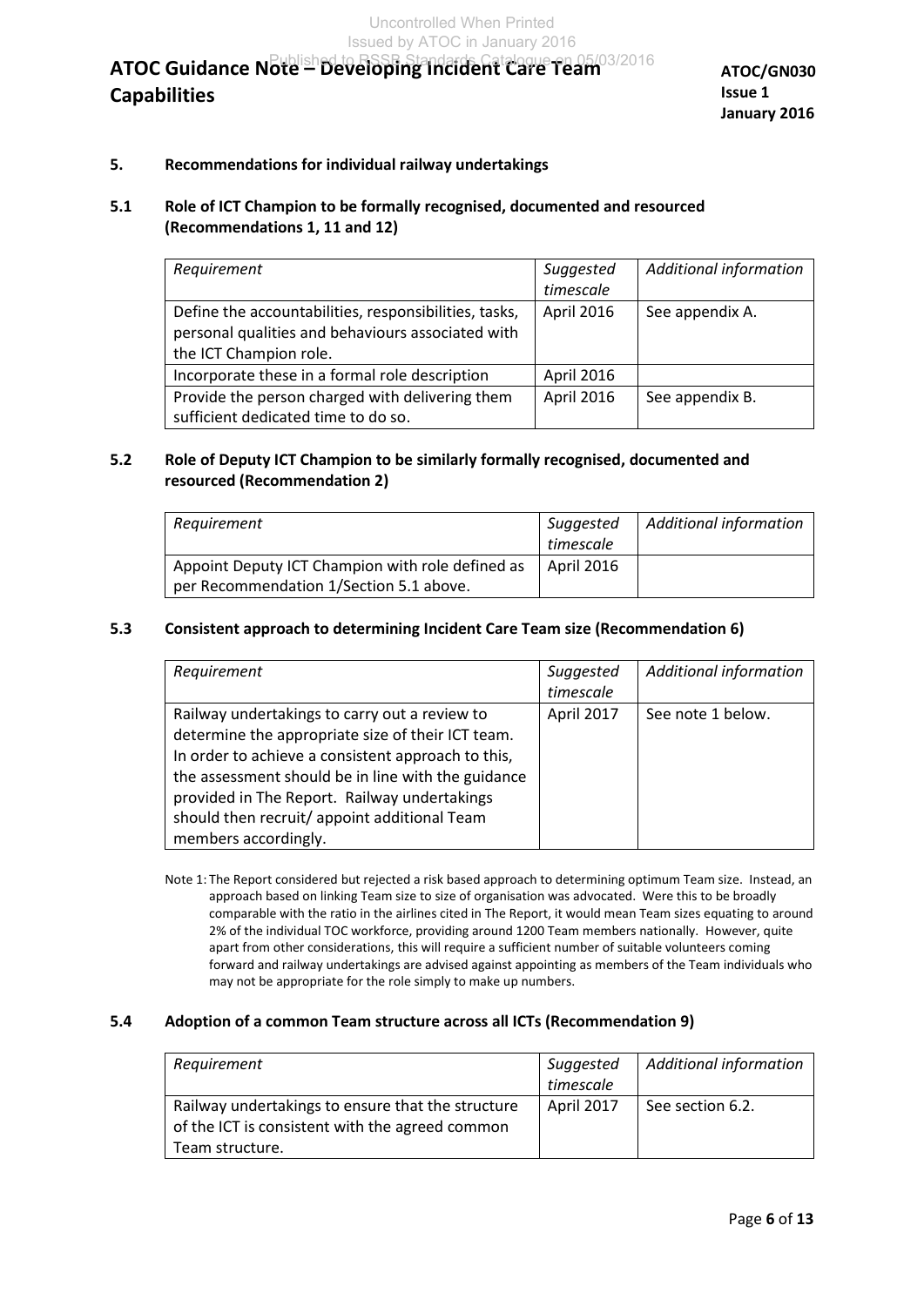## 5. Recommendations for individual railway undertakings

### 5.1 Role of ICT Champion to be formally recognised, documented and resourced (Recommendations 1, 11 and 12)

| *Requirement* | *Suggested timescale* | *Additional information* |
|---|---|---|
| Define the accountabilities, responsibilities, tasks, personal qualities and behaviours associated with the ICT Champion role. | April 2016 | See appendix A. |
| Incorporate these in a formal role description | April 2016 | |
| Provide the person charged with delivering them sufficient dedicated time to do so. | April 2016 | See appendix B. |

### 5.2 Role of Deputy ICT Champion to be similarly formally recognised, documented and resourced (Recommendation 2)

| *Requirement* | *Suggested timescale* | *Additional information* |
|---|---|---|
| Appoint Deputy ICT Champion with role defined as per Recommendation 1/Section 5.1 above. | April 2016 | |

### 5.3 Consistent approach to determining Incident Care Team size (Recommendation 6)

| *Requirement* | *Suggested timescale* | *Additional information* |
|---|---|---|
| Railway undertakings to carry out a review to determine the appropriate size of their ICT team. In order to achieve a consistent approach to this, the assessment should be in line with the guidance provided in The Report. Railway undertakings should then recruit/ appoint additional Team members accordingly. | April 2017 | See note 1 below. |

Note 1: The Report considered but rejected a risk based approach to determining optimum Team size. Instead, an approach based on linking Team size to size of organisation was advocated. Were this to be broadly comparable with the ratio in the airlines cited in The Report, it would mean Team sizes equating to around 2% of the individual TOC workforce, providing around 1200 Team members nationally. However, quite apart from other considerations, this will require a sufficient number of suitable volunteers coming forward and railway undertakings are advised against appointing as members of the Team individuals who may not be appropriate for the role simply to make up numbers.

### 5.4 Adoption of a common Team structure across all ICTs (Recommendation 9)

| *Requirement* | *Suggested timescale* | *Additional information* |
|---|---|---|
| Railway undertakings to ensure that the structure of the ICT is consistent with the agreed common Team structure. | April 2017 | See section 6.2. |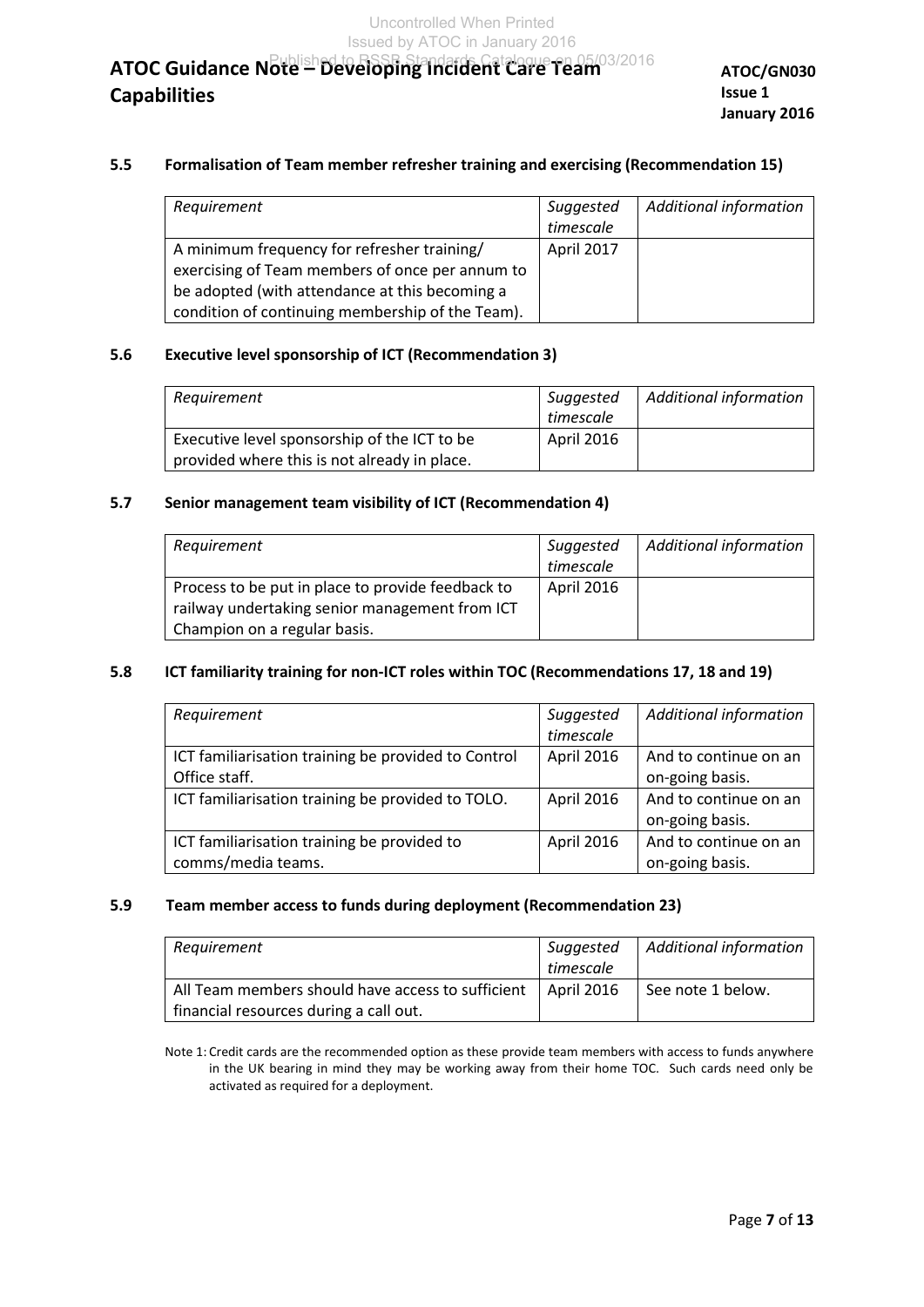### 5.5 Formalisation of Team member refresher training and exercising (Recommendation 15)

| *Requirement* | *Suggested timescale* | *Additional information* |
|---|---|---|
| A minimum frequency for refresher training/ exercising of Team members of once per annum to be adopted (with attendance at this becoming a condition of continuing membership of the Team). | April 2017 | |

### 5.6 Executive level sponsorship of ICT (Recommendation 3)

| *Requirement* | *Suggested timescale* | *Additional information* |
|---|---|---|
| Executive level sponsorship of the ICT to be provided where this is not already in place. | April 2016 | |

### 5.7 Senior management team visibility of ICT (Recommendation 4)

| *Requirement* | *Suggested timescale* | *Additional information* |
|---|---|---|
| Process to be put in place to provide feedback to railway undertaking senior management from ICT Champion on a regular basis. | April 2016 | |

### 5.8 ICT familiarity training for non-ICT roles within TOC (Recommendations 17, 18 and 19)

| *Requirement* | *Suggested timescale* | *Additional information* |
|---|---|---|
| ICT familiarisation training be provided to Control Office staff. | April 2016 | And to continue on an on-going basis. |
| ICT familiarisation training be provided to TOLO. | April 2016 | And to continue on an on-going basis. |
| ICT familiarisation training be provided to comms/media teams. | April 2016 | And to continue on an on-going basis. |

### 5.9 Team member access to funds during deployment (Recommendation 23)

| *Requirement* | *Suggested timescale* | *Additional information* |
|---|---|---|
| All Team members should have access to sufficient financial resources during a call out. | April 2016 | See note 1 below. |

Note 1: Credit cards are the recommended option as these provide team members with access to funds anywhere in the UK bearing in mind they may be working away from their home TOC. Such cards need only be activated as required for a deployment.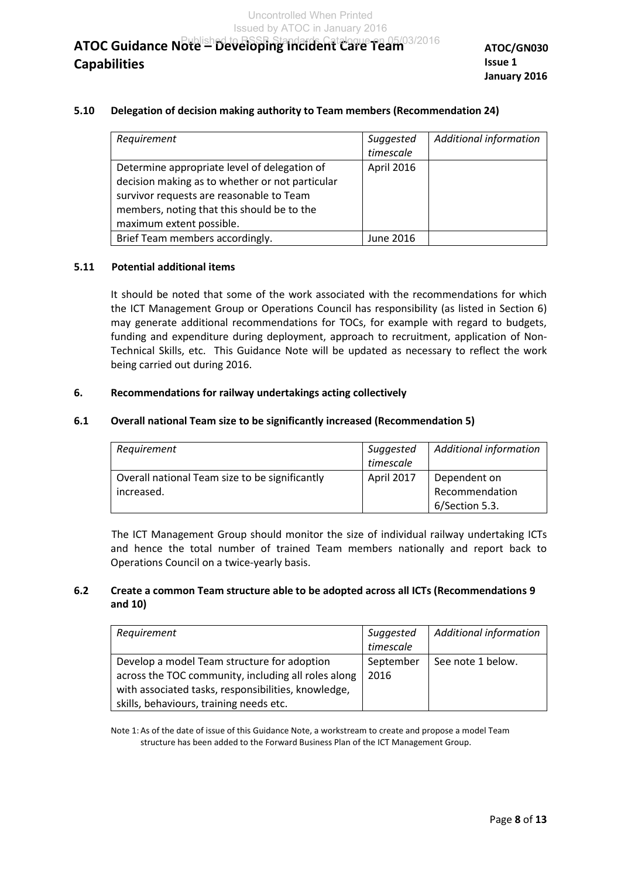### 5.10 Delegation of decision making authority to Team members (Recommendation 24)

| *Requirement* | *Suggested timescale* | *Additional information* |
|---|---|---|
| Determine appropriate level of delegation of decision making as to whether or not particular survivor requests are reasonable to Team members, noting that this should be to the maximum extent possible. | April 2016 | |
| Brief Team members accordingly. | June 2016 | |

### 5.11 Potential additional items

It should be noted that some of the work associated with the recommendations for which the ICT Management Group or Operations Council has responsibility (as listed in Section 6) may generate additional recommendations for TOCs, for example with regard to budgets, funding and expenditure during deployment, approach to recruitment, application of Non-Technical Skills, etc. This Guidance Note will be updated as necessary to reflect the work being carried out during 2016.

## 6. Recommendations for railway undertakings acting collectively

### 6.1 Overall national Team size to be significantly increased (Recommendation 5)

| *Requirement* | *Suggested timescale* | *Additional information* |
|---|---|---|
| Overall national Team size to be significantly increased. | April 2017 | Dependent on Recommendation 6/Section 5.3. |

The ICT Management Group should monitor the size of individual railway undertaking ICTs and hence the total number of trained Team members nationally and report back to Operations Council on a twice-yearly basis.

### 6.2 Create a common Team structure able to be adopted across all ICTs (Recommendations 9 and 10)

| *Requirement* | *Suggested timescale* | *Additional information* |
|---|---|---|
| Develop a model Team structure for adoption across the TOC community, including all roles along with associated tasks, responsibilities, knowledge, skills, behaviours, training needs etc. | September 2016 | See note 1 below. |

Note 1: As of the date of issue of this Guidance Note, a workstream to create and propose a model Team structure has been added to the Forward Business Plan of the ICT Management Group.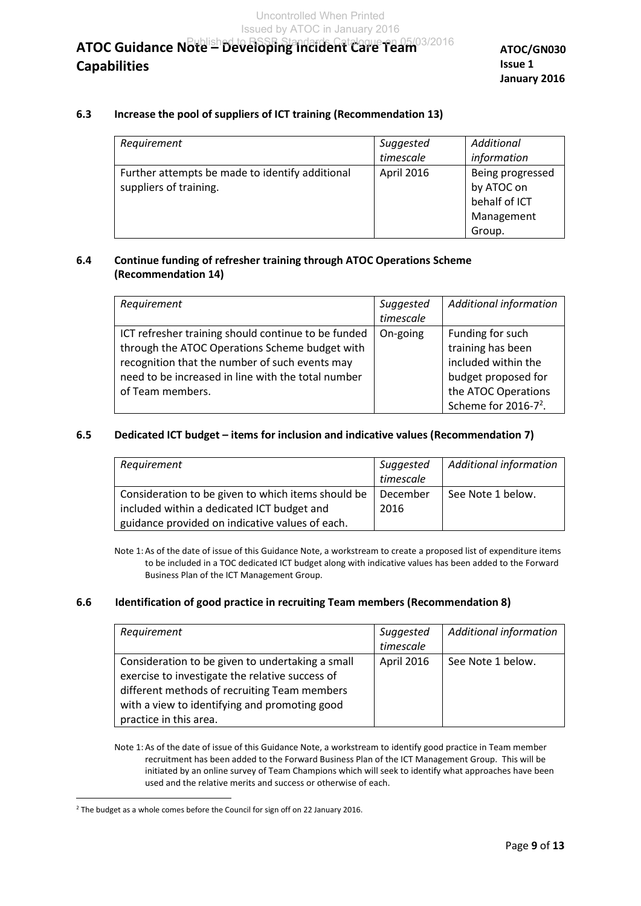### 6.3 Increase the pool of suppliers of ICT training (Recommendation 13)

| *Requirement* | *Suggested timescale* | *Additional information* |
|---|---|---|
| Further attempts be made to identify additional suppliers of training. | April 2016 | Being progressed by ATOC on behalf of ICT Management Group. |

### 6.4 Continue funding of refresher training through ATOC Operations Scheme (Recommendation 14)

| *Requirement* | *Suggested timescale* | *Additional information* |
|---|---|---|
| ICT refresher training should continue to be funded through the ATOC Operations Scheme budget with recognition that the number of such events may need to be increased in line with the total number of Team members. | On-going | Funding for such training has been included within the budget proposed for the ATOC Operations Scheme for 2016-7[2]. |

### 6.5 Dedicated ICT budget – items for inclusion and indicative values (Recommendation 7)

| *Requirement* | *Suggested timescale* | *Additional information* |
|---|---|---|
| Consideration to be given to which items should be included within a dedicated ICT budget and guidance provided on indicative values of each. | December 2016 | See Note 1 below. |

Note 1: As of the date of issue of this Guidance Note, a workstream to create a proposed list of expenditure items to be included in a TOC dedicated ICT budget along with indicative values has been added to the Forward Business Plan of the ICT Management Group.

### 6.6 Identification of good practice in recruiting Team members (Recommendation 8)

| *Requirement* | *Suggested timescale* | *Additional information* |
|---|---|---|
| Consideration to be given to undertaking a small exercise to investigate the relative success of different methods of recruiting Team members with a view to identifying and promoting good practice in this area. | April 2016 | See Note 1 below. |

Note 1: As of the date of issue of this Guidance Note, a workstream to identify good practice in Team member recruitment has been added to the Forward Business Plan of the ICT Management Group. This will be initiated by an online survey of Team Champions which will seek to identify what approaches have been used and the relative merits and success or otherwise of each.

[2] The budget as a whole comes before the Council for sign off on 22 January 2016.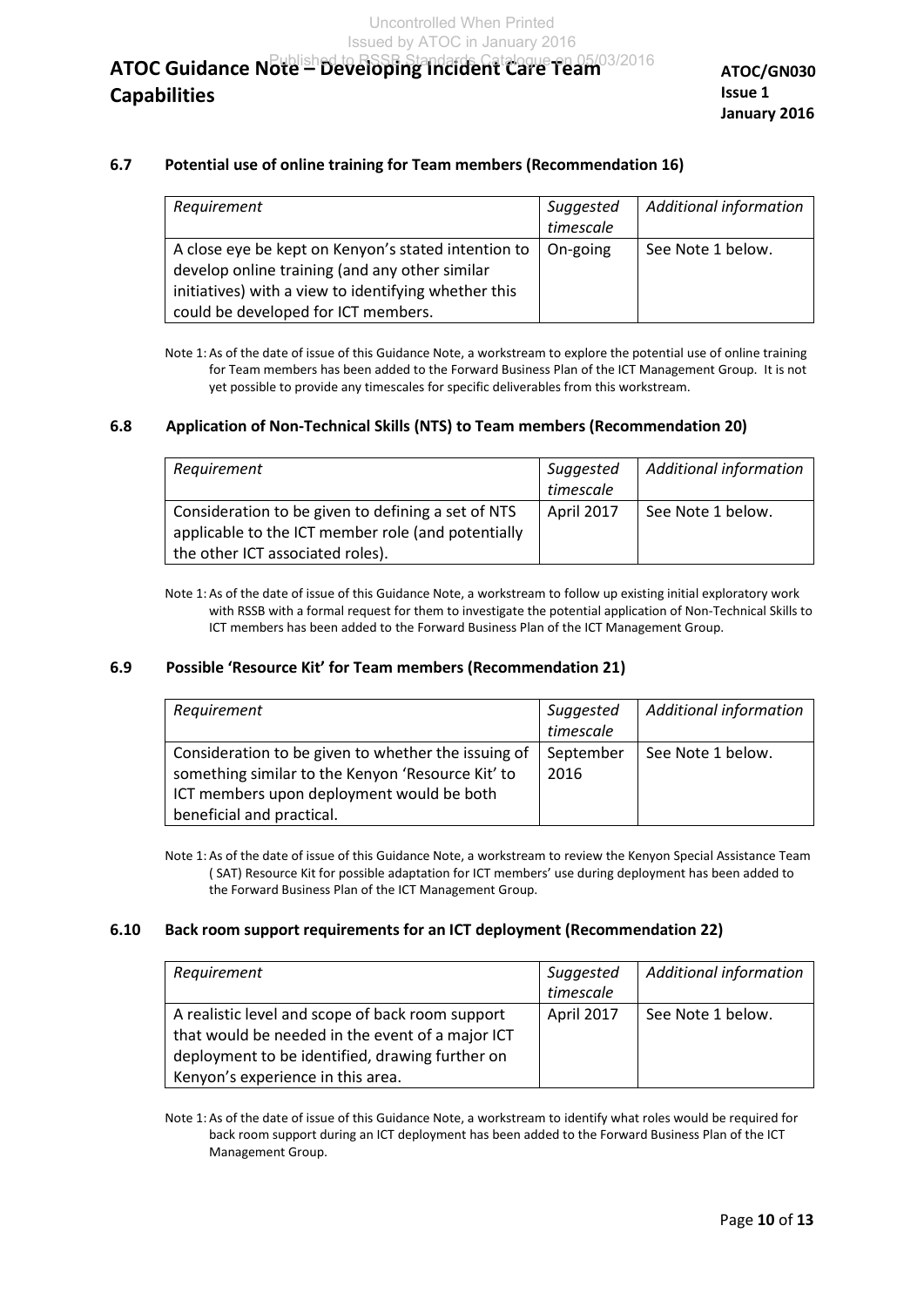### 6.7 Potential use of online training for Team members (Recommendation 16)

| *Requirement* | *Suggested timescale* | *Additional information* |
|---|---|---|
| A close eye be kept on Kenyon's stated intention to develop online training (and any other similar initiatives) with a view to identifying whether this could be developed for ICT members. | On-going | See Note 1 below. |

Note 1: As of the date of issue of this Guidance Note, a workstream to explore the potential use of online training for Team members has been added to the Forward Business Plan of the ICT Management Group. It is not yet possible to provide any timescales for specific deliverables from this workstream.

### 6.8 Application of Non-Technical Skills (NTS) to Team members (Recommendation 20)

| *Requirement* | *Suggested timescale* | *Additional information* |
|---|---|---|
| Consideration to be given to defining a set of NTS applicable to the ICT member role (and potentially the other ICT associated roles). | April 2017 | See Note 1 below. |

Note 1: As of the date of issue of this Guidance Note, a workstream to follow up existing initial exploratory work with RSSB with a formal request for them to investigate the potential application of Non-Technical Skills to ICT members has been added to the Forward Business Plan of the ICT Management Group.

### 6.9 Possible 'Resource Kit' for Team members (Recommendation 21)

| *Requirement* | *Suggested timescale* | *Additional information* |
|---|---|---|
| Consideration to be given to whether the issuing of something similar to the Kenyon 'Resource Kit' to ICT members upon deployment would be both beneficial and practical. | September 2016 | See Note 1 below. |

Note 1: As of the date of issue of this Guidance Note, a workstream to review the Kenyon Special Assistance Team ( SAT) Resource Kit for possible adaptation for ICT members' use during deployment has been added to the Forward Business Plan of the ICT Management Group.

### 6.10 Back room support requirements for an ICT deployment (Recommendation 22)

| *Requirement* | *Suggested timescale* | *Additional information* |
|---|---|---|
| A realistic level and scope of back room support that would be needed in the event of a major ICT deployment to be identified, drawing further on Kenyon's experience in this area. | April 2017 | See Note 1 below. |

Note 1: As of the date of issue of this Guidance Note, a workstream to identify what roles would be required for back room support during an ICT deployment has been added to the Forward Business Plan of the ICT Management Group.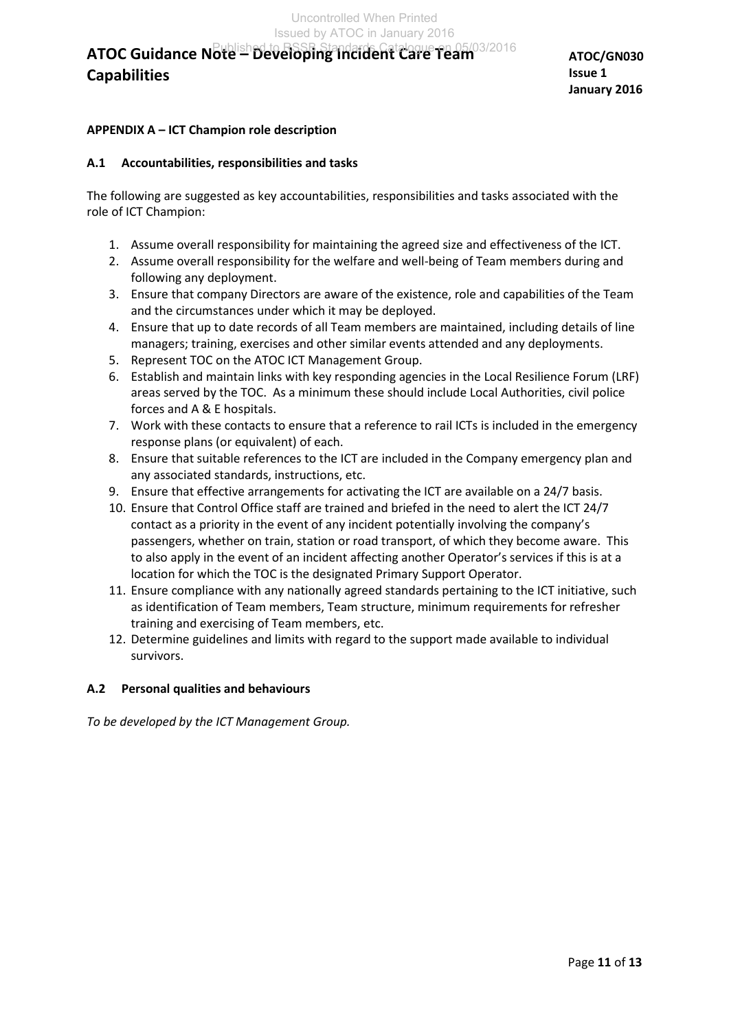## APPENDIX A – ICT Champion role description

### A.1 Accountabilities, responsibilities and tasks

The following are suggested as key accountabilities, responsibilities and tasks associated with the role of ICT Champion:

1. Assume overall responsibility for maintaining the agreed size and effectiveness of the ICT.
2. Assume overall responsibility for the welfare and well-being of Team members during and following any deployment.
3. Ensure that company Directors are aware of the existence, role and capabilities of the Team and the circumstances under which it may be deployed.
4. Ensure that up to date records of all Team members are maintained, including details of line managers; training, exercises and other similar events attended and any deployments.
5. Represent TOC on the ATOC ICT Management Group.
6. Establish and maintain links with key responding agencies in the Local Resilience Forum (LRF) areas served by the TOC. As a minimum these should include Local Authorities, civil police forces and A & E hospitals.
7. Work with these contacts to ensure that a reference to rail ICTs is included in the emergency response plans (or equivalent) of each.
8. Ensure that suitable references to the ICT are included in the Company emergency plan and any associated standards, instructions, etc.
9. Ensure that effective arrangements for activating the ICT are available on a 24/7 basis.
10. Ensure that Control Office staff are trained and briefed in the need to alert the ICT 24/7 contact as a priority in the event of any incident potentially involving the company's passengers, whether on train, station or road transport, of which they become aware. This to also apply in the event of an incident affecting another Operator's services if this is at a location for which the TOC is the designated Primary Support Operator.
11. Ensure compliance with any nationally agreed standards pertaining to the ICT initiative, such as identification of Team members, Team structure, minimum requirements for refresher training and exercising of Team members, etc.
12. Determine guidelines and limits with regard to the support made available to individual survivors.

### A.2 Personal qualities and behaviours

*To be developed by the ICT Management Group.*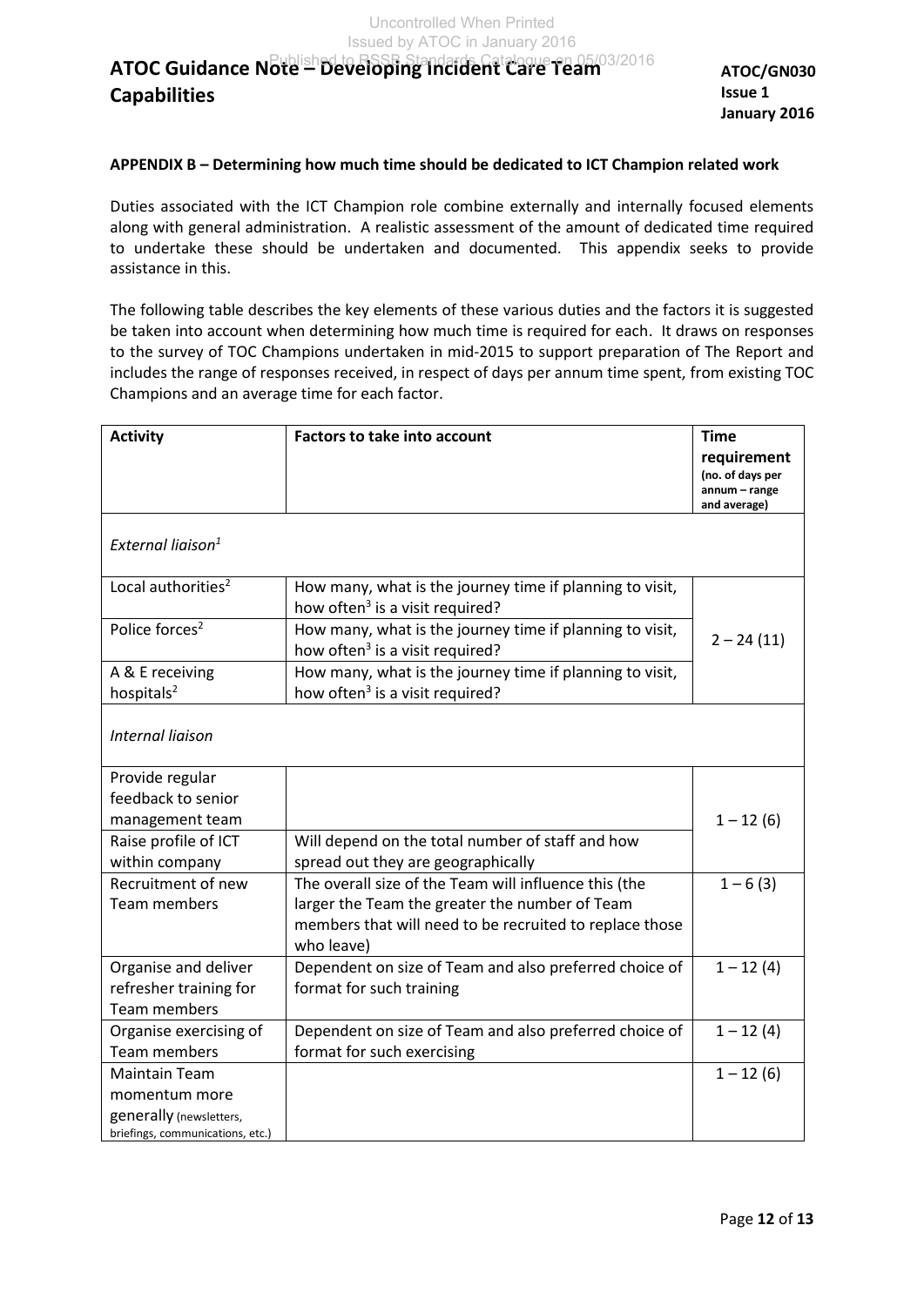## APPENDIX B – Determining how much time should be dedicated to ICT Champion related work

Duties associated with the ICT Champion role combine externally and internally focused elements along with general administration. A realistic assessment of the amount of dedicated time required to undertake these should be undertaken and documented. This appendix seeks to provide assistance in this.

The following table describes the key elements of these various duties and the factors it is suggested be taken into account when determining how much time is required for each. It draws on responses to the survey of TOC Champions undertaken in mid-2015 to support preparation of The Report and includes the range of responses received, in respect of days per annum time spent, from existing TOC Champions and an average time for each factor.

| Activity | Factors to take into account | Time requirement (no. of days per annum – range and average) |
|---|---|---|
| *External liaison*[1] | | |
| Local authorities[2] | How many, what is the journey time if planning to visit, how often[3] is a visit required? | 2 – 24 (11) |
| Police forces[2] | How many, what is the journey time if planning to visit, how often[3] is a visit required? | |
| A & E receiving hospitals[2] | How many, what is the journey time if planning to visit, how often[3] is a visit required? | |
| *Internal liaison* | | |
| Provide regular feedback to senior management team | | 1 – 12 (6) |
| Raise profile of ICT within company | Will depend on the total number of staff and how spread out they are geographically | |
| Recruitment of new Team members | The overall size of the Team will influence this (the larger the Team the greater the number of Team members that will need to be recruited to replace those who leave) | 1 – 6 (3) |
| Organise and deliver refresher training for Team members | Dependent on size of Team and also preferred choice of format for such training | 1 – 12 (4) |
| Organise exercising of Team members | Dependent on size of Team and also preferred choice of format for such exercising | 1 – 12 (4) |
| Maintain Team momentum more generally (newsletters, briefings, communications, etc.) | | 1 – 12 (6) |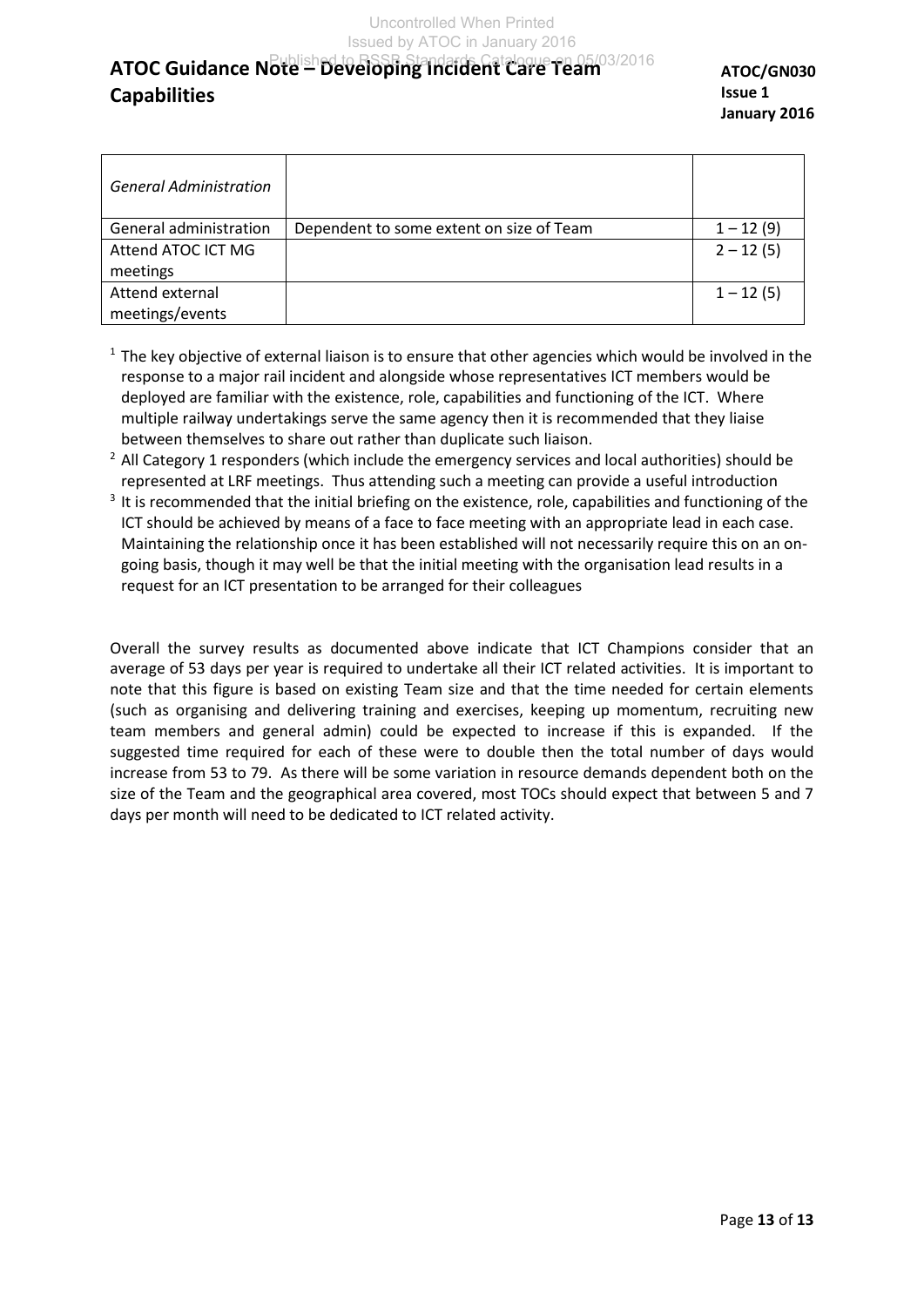| | | |
|---|---|---|
| *General Administration* | | |
| General administration | Dependent to some extent on size of Team | 1 – 12 (9) |
| Attend ATOC ICT MG meetings | | 2 – 12 (5) |
| Attend external meetings/events | | 1 – 12 (5) |

[1] The key objective of external liaison is to ensure that other agencies which would be involved in the response to a major rail incident and alongside whose representatives ICT members would be deployed are familiar with the existence, role, capabilities and functioning of the ICT. Where multiple railway undertakings serve the same agency then it is recommended that they liaise between themselves to share out rather than duplicate such liaison.

[2] All Category 1 responders (which include the emergency services and local authorities) should be represented at LRF meetings. Thus attending such a meeting can provide a useful introduction

[3] It is recommended that the initial briefing on the existence, role, capabilities and functioning of the ICT should be achieved by means of a face to face meeting with an appropriate lead in each case. Maintaining the relationship once it has been established will not necessarily require this on an on-going basis, though it may well be that the initial meeting with the organisation lead results in a request for an ICT presentation to be arranged for their colleagues

Overall the survey results as documented above indicate that ICT Champions consider that an average of 53 days per year is required to undertake all their ICT related activities. It is important to note that this figure is based on existing Team size and that the time needed for certain elements (such as organising and delivering training and exercises, keeping up momentum, recruiting new team members and general admin) could be expected to increase if this is expanded. If the suggested time required for each of these were to double then the total number of days would increase from 53 to 79. As there will be some variation in resource demands dependent both on the size of the Team and the geographical area covered, most TOCs should expect that between 5 and 7 days per month will need to be dedicated to ICT related activity.